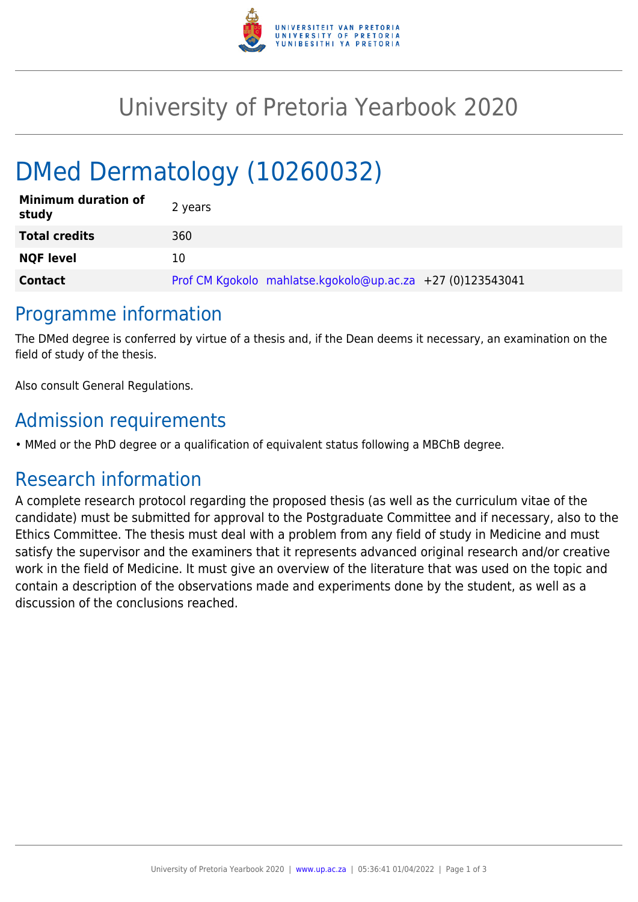# University of Pretoria Yearbook 2020

# DMed Dermatology (10260032)

| | |
|---|---|
| **Minimum duration of study** | 2 years |
| **Total credits** | 360 |
| **NQF level** | 10 |
| **Contact** | Prof CM Kgokolo mahlatse.kgokolo@up.ac.za +27 (0)123543041 |

## Programme information

The DMed degree is conferred by virtue of a thesis and, if the Dean deems it necessary, an examination on the field of study of the thesis.

Also consult General Regulations.

## Admission requirements

- MMed or the PhD degree or a qualification of equivalent status following a MBChB degree.

## Research information

A complete research protocol regarding the proposed thesis (as well as the curriculum vitae of the candidate) must be submitted for approval to the Postgraduate Committee and if necessary, also to the Ethics Committee. The thesis must deal with a problem from any field of study in Medicine and must satisfy the supervisor and the examiners that it represents advanced original research and/or creative work in the field of Medicine. It must give an overview of the literature that was used on the topic and contain a description of the observations made and experiments done by the student, as well as a discussion of the conclusions reached.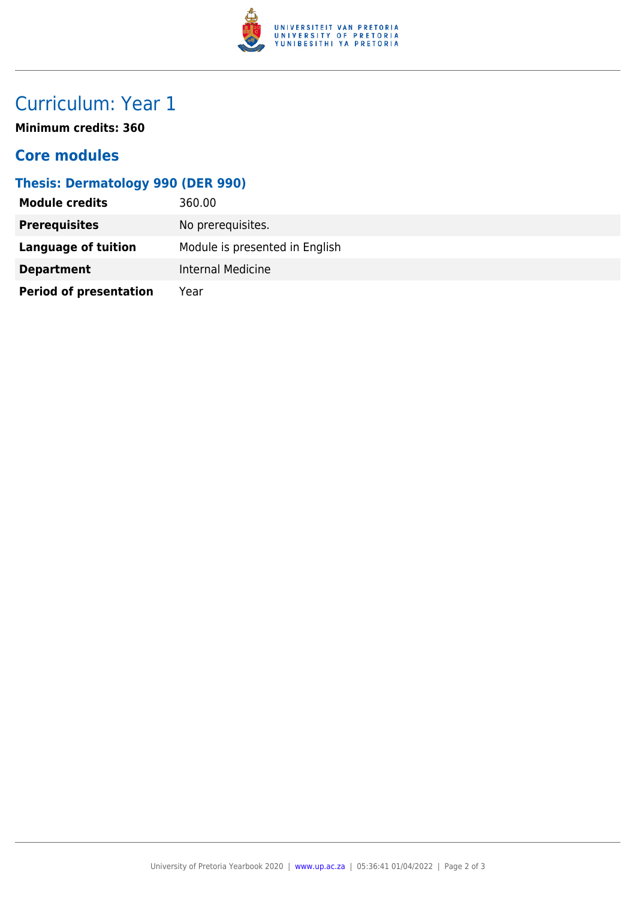# Curriculum: Year 1

**Minimum credits: 360**

## Core modules

### Thesis: Dermatology 990 (DER 990)

| | |
|---|---|
| **Module credits** | 360.00 |
| **Prerequisites** | No prerequisites. |
| **Language of tuition** | Module is presented in English |
| **Department** | Internal Medicine |
| **Period of presentation** | Year |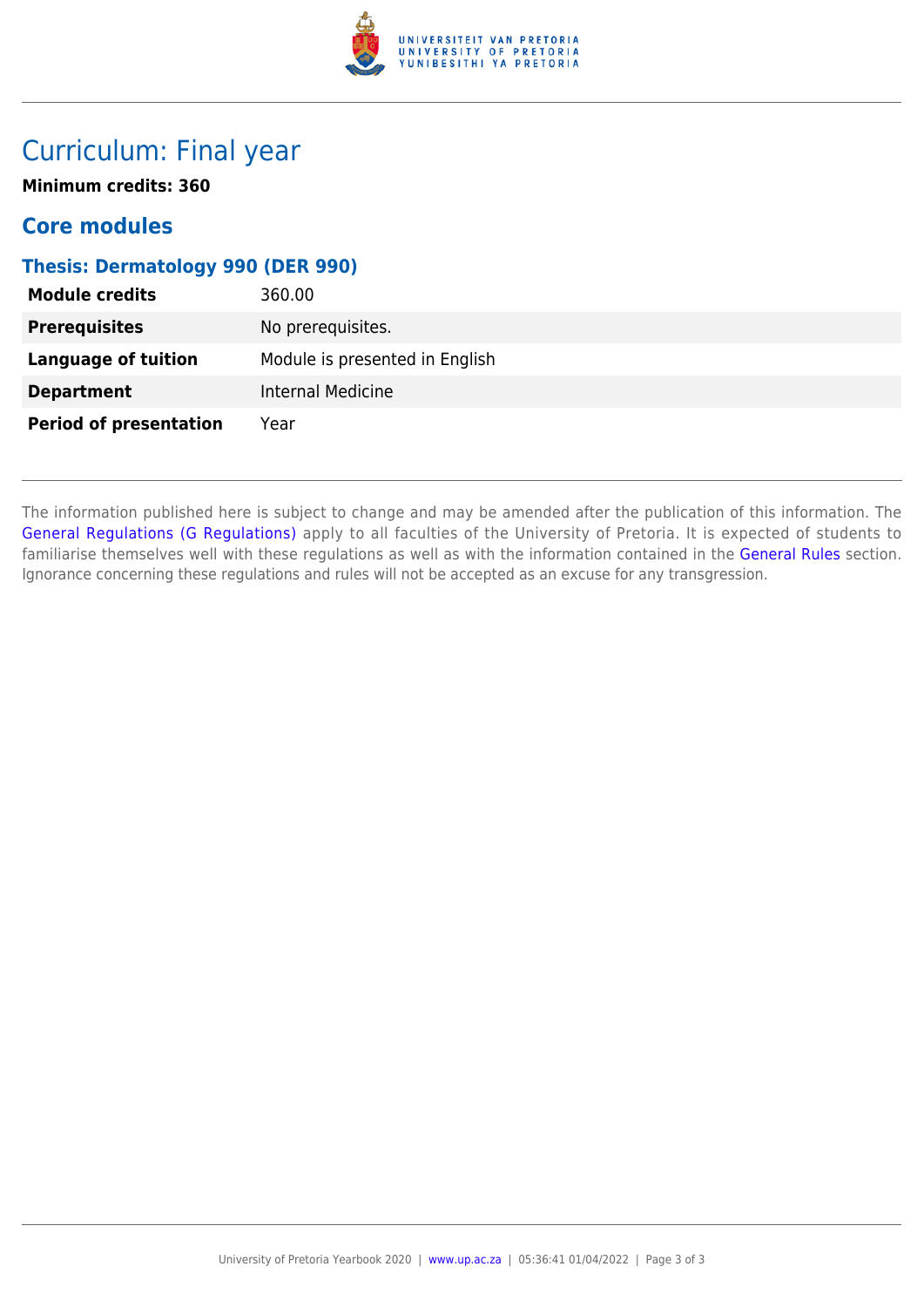# Curriculum: Final year

**Minimum credits: 360**

## Core modules

### Thesis: Dermatology 990 (DER 990)

| | |
|---|---|
| **Module credits** | 360.00 |
| **Prerequisites** | No prerequisites. |
| **Language of tuition** | Module is presented in English |
| **Department** | Internal Medicine |
| **Period of presentation** | Year |

The information published here is subject to change and may be amended after the publication of this information. The General Regulations (G Regulations) apply to all faculties of the University of Pretoria. It is expected of students to familiarise themselves well with these regulations as well as with the information contained in the General Rules section. Ignorance concerning these regulations and rules will not be accepted as an excuse for any transgression.